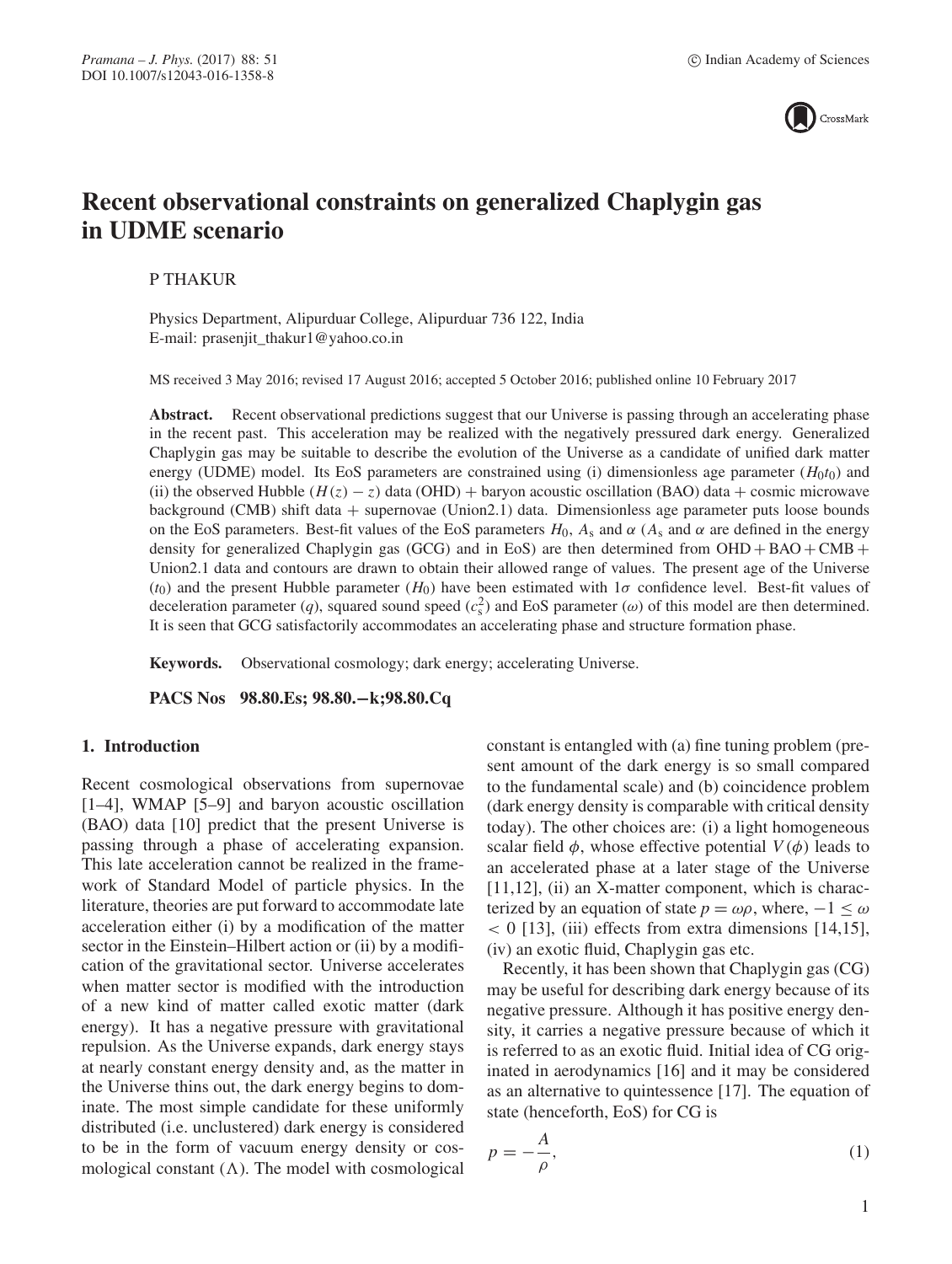// Recent observational constraints on generalized Chaplygin gas in UDME scenario

P THAKUR

Physics Department, Alipurduar College, Alipurduar 736 122, India
E-mail: prasenjit_thakur1@yahoo.co.in

MS received 3 May 2016; revised 17 August 2016; accepted 5 October 2016; published online 10 February 2017

**Abstract.** Recent observational predictions suggest that our Universe is passing through an accelerating phase in the recent past. This acceleration may be realized with the negatively pressured dark energy. Generalized Chaplygin gas may be suitable to describe the evolution of the Universe as a candidate of unified dark matter energy (UDME) model. Its EoS parameters are constrained using (i) dimensionless age parameter ($H_0t_0$) and (ii) the observed Hubble ($H(z) - z$) data (OHD) + baryon acoustic oscillation (BAO) data + cosmic microwave background (CMB) shift data + supernovae (Union2.1) data. Dimensionless age parameter puts loose bounds on the EoS parameters. Best-fit values of the EoS parameters $H_0$, $A_s$ and $\alpha$ ($A_s$ and $\alpha$ are defined in the energy density for generalized Chaplygin gas (GCG) and in EoS) are then determined from OHD + BAO + CMB + Union2.1 data and contours are drawn to obtain their allowed range of values. The present age of the Universe ($t_0$) and the present Hubble parameter ($H_0$) have been estimated with $1\sigma$ confidence level. Best-fit values of deceleration parameter ($q$), squared sound speed ($c_s^2$) and EoS parameter ($\omega$) of this model are then determined. It is seen that GCG satisfactorily accommodates an accelerating phase and structure formation phase.

**Keywords.** Observational cosmology; dark energy; accelerating Universe.

**PACS Nos** 98.80.Es; 98.80.−k;98.80.Cq

## 1. Introduction

Recent cosmological observations from supernovae [1–4], WMAP [5–9] and baryon acoustic oscillation (BAO) data [10] predict that the present Universe is passing through a phase of accelerating expansion. This late acceleration cannot be realized in the framework of Standard Model of particle physics. In the literature, theories are put forward to accommodate late acceleration either (i) by a modification of the matter sector in the Einstein–Hilbert action or (ii) by a modification of the gravitational sector. Universe accelerates when matter sector is modified with the introduction of a new kind of matter called exotic matter (dark energy). It has a negative pressure with gravitational repulsion. As the Universe expands, dark energy stays at nearly constant energy density and, as the matter in the Universe thins out, the dark energy begins to dominate. The most simple candidate for these uniformly distributed (i.e. unclustered) dark energy is considered to be in the form of vacuum energy density or cosmological constant ($\Lambda$). The model with cosmological constant is entangled with (a) fine tuning problem (present amount of the dark energy is so small compared to the fundamental scale) and (b) coincidence problem (dark energy density is comparable with critical density today). The other choices are: (i) a light homogeneous scalar field $\phi$, whose effective potential $V(\phi)$ leads to an accelerated phase at a later stage of the Universe [11,12], (ii) an X-matter component, which is characterized by an equation of state $p = \omega\rho$, where, $-1 \leq \omega < 0$ [13], (iii) effects from extra dimensions [14,15], (iv) an exotic fluid, Chaplygin gas etc.

Recently, it has been shown that Chaplygin gas (CG) may be useful for describing dark energy because of its negative pressure. Although it has positive energy density, it carries a negative pressure because of which it is referred to as an exotic fluid. Initial idea of CG originated in aerodynamics [16] and it may be considered as an alternative to quintessence [17]. The equation of state (henceforth, EoS) for CG is

$$p = -\frac{A}{\rho}, \tag{1}$$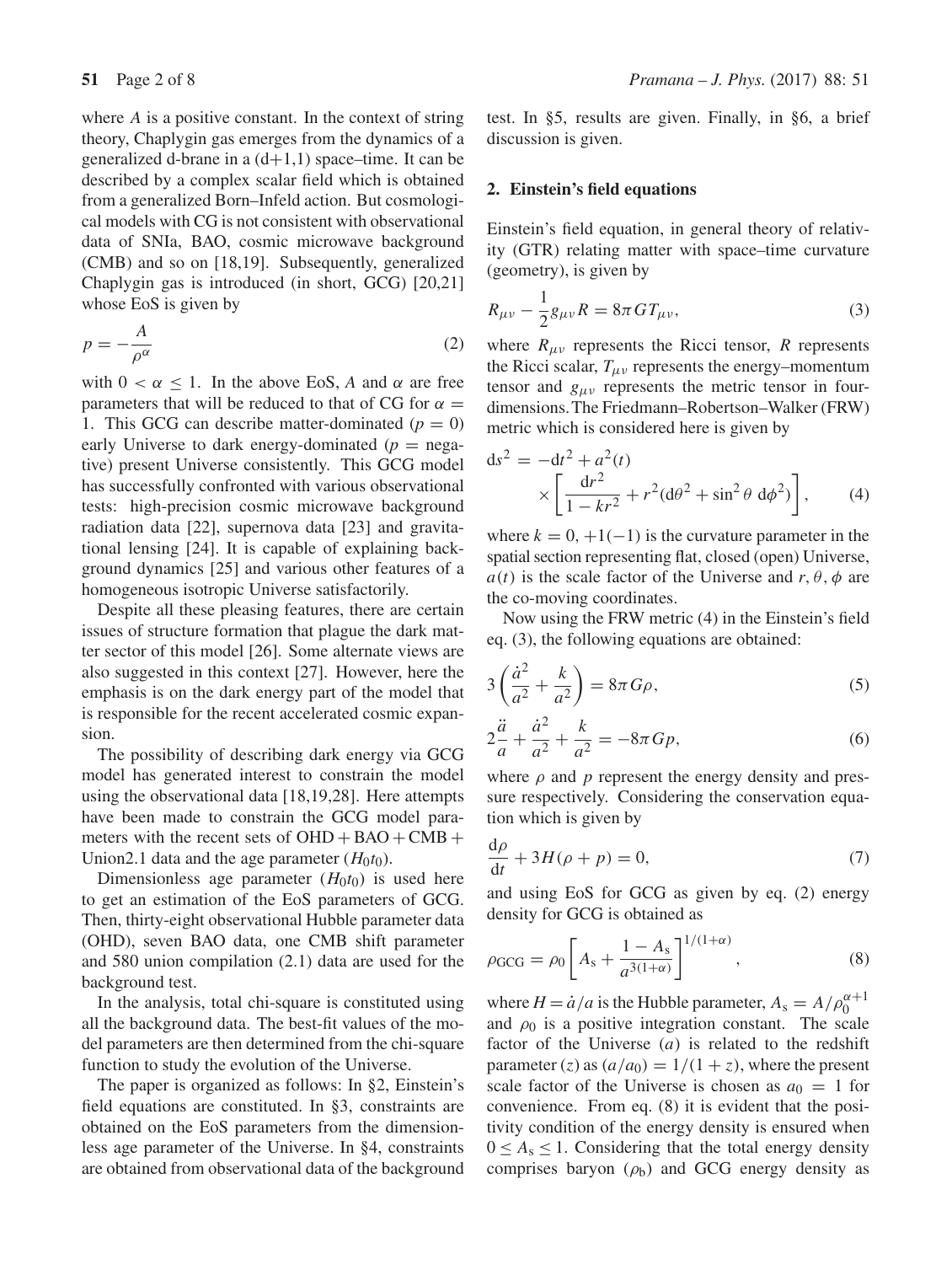where $A$ is a positive constant. In the context of string theory, Chaplygin gas emerges from the dynamics of a generalized d-brane in a (d+1,1) space–time. It can be described by a complex scalar field which is obtained from a generalized Born–Infeld action. But cosmological models with CG is not consistent with observational data of SNIa, BAO, cosmic microwave background (CMB) and so on [18,19]. Subsequently, generalized Chaplygin gas is introduced (in short, GCG) [20,21] whose EoS is given by

$$p = -\frac{A}{\rho^{\alpha}} \tag{2}$$

with $0 < \alpha \leq 1$. In the above EoS, $A$ and $\alpha$ are free parameters that will be reduced to that of CG for $\alpha = 1$. This GCG can describe matter-dominated ($p = 0$) early Universe to dark energy-dominated ($p$ = negative) present Universe consistently. This GCG model has successfully confronted with various observational tests: high-precision cosmic microwave background radiation data [22], supernova data [23] and gravitational lensing [24]. It is capable of explaining background dynamics [25] and various other features of a homogeneous isotropic Universe satisfactorily.

Despite all these pleasing features, there are certain issues of structure formation that plague the dark matter sector of this model [26]. Some alternate views are also suggested in this context [27]. However, here the emphasis is on the dark energy part of the model that is responsible for the recent accelerated cosmic expansion.

The possibility of describing dark energy via GCG model has generated interest to constrain the model using the observational data [18,19,28]. Here attempts have been made to constrain the GCG model parameters with the recent sets of OHD + BAO + CMB + Union2.1 data and the age parameter ($H_0 t_0$).

Dimensionless age parameter ($H_0 t_0$) is used here to get an estimation of the EoS parameters of GCG. Then, thirty-eight observational Hubble parameter data (OHD), seven BAO data, one CMB shift parameter and 580 union compilation (2.1) data are used for the background test.

In the analysis, total chi-square is constituted using all the background data. The best-fit values of the model parameters are then determined from the chi-square function to study the evolution of the Universe.

The paper is organized as follows: In §2, Einstein's field equations are constituted. In §3, constraints are obtained on the EoS parameters from the dimensionless age parameter of the Universe. In §4, constraints are obtained from observational data of the background test. In §5, results are given. Finally, in §6, a brief discussion is given.

## 2. Einstein's field equations

Einstein's field equation, in general theory of relativity (GTR) relating matter with space–time curvature (geometry), is given by

$$R_{\mu\nu} - \frac{1}{2} g_{\mu\nu} R = 8\pi G T_{\mu\nu}, \tag{3}$$

where $R_{\mu\nu}$ represents the Ricci tensor, $R$ represents the Ricci scalar, $T_{\mu\nu}$ represents the energy–momentum tensor and $g_{\mu\nu}$ represents the metric tensor in four-dimensions. The Friedmann–Robertson–Walker (FRW) metric which is considered here is given by

$$\mathrm{d}s^2 = -\mathrm{d}t^2 + a^2(t) \times \left[ \frac{\mathrm{d}r^2}{1 - kr^2} + r^2 (\mathrm{d}\theta^2 + \sin^2\theta \, \mathrm{d}\phi^2) \right], \tag{4}$$

where $k = 0, +1(-1)$ is the curvature parameter in the spatial section representing flat, closed (open) Universe, $a(t)$ is the scale factor of the Universe and $r, \theta, \phi$ are the co-moving coordinates.

Now using the FRW metric (4) in the Einstein's field eq. (3), the following equations are obtained:

$$3\left(\frac{\dot{a}^2}{a^2} + \frac{k}{a^2}\right) = 8\pi G \rho, \tag{5}$$

$$2\frac{\ddot{a}}{a} + \frac{\dot{a}^2}{a^2} + \frac{k}{a^2} = -8\pi G p, \tag{6}$$

where $\rho$ and $p$ represent the energy density and pressure respectively. Considering the conservation equation which is given by

$$\frac{\mathrm{d}\rho}{\mathrm{d}t} + 3H(\rho + p) = 0, \tag{7}$$

and using EoS for GCG as given by eq. (2) energy density for GCG is obtained as

$$\rho_{\mathrm{GCG}} = \rho_0 \left[ A_{\mathrm{s}} + \frac{1 - A_{\mathrm{s}}}{a^{3(1+\alpha)}} \right]^{1/(1+\alpha)}, \tag{8}$$

where $H = \dot{a}/a$ is the Hubble parameter, $A_{\mathrm{s}} = A/\rho_0^{\alpha+1}$ and $\rho_0$ is a positive integration constant. The scale factor of the Universe ($a$) is related to the redshift parameter ($z$) as $(a/a_0) = 1/(1+z)$, where the present scale factor of the Universe is chosen as $a_0 = 1$ for convenience. From eq. (8) it is evident that the positivity condition of the energy density is ensured when $0 \leq A_{\mathrm{s}} \leq 1$. Considering that the total energy density comprises baryon ($\rho_{\mathrm{b}}$) and GCG energy density as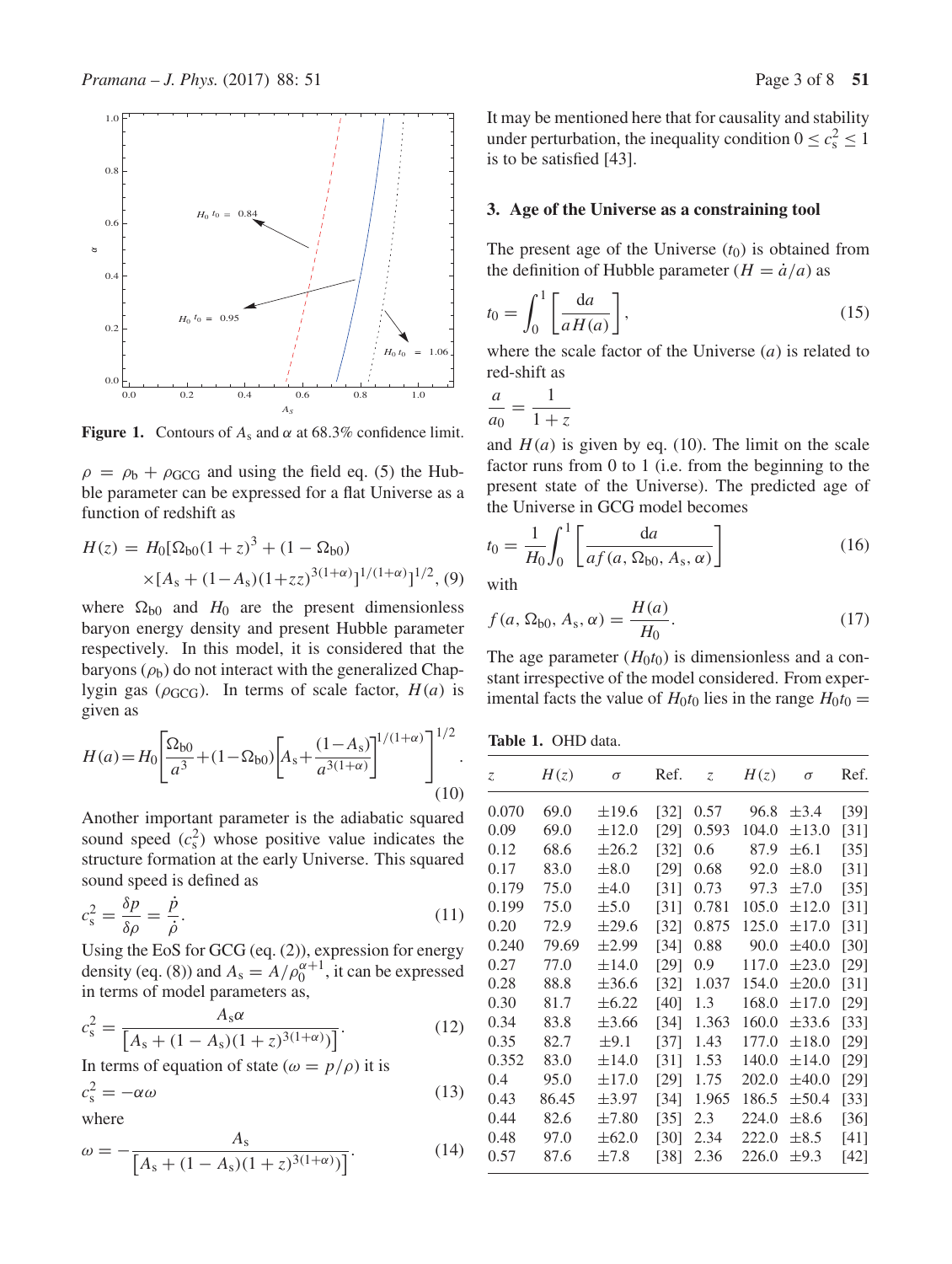**Figure 1.** Contours of $A_s$ and $\alpha$ at 68.3% confidence limit.

$\rho = \rho_b + \rho_{GCG}$ and using the field eq. (5) the Hubble parameter can be expressed for a flat Universe as a function of redshift as

$$H(z) = H_0[\Omega_{b0}(1+z)^3 + (1-\Omega_{b0}) \times [A_s + (1-A_s)(1+zz)^{3(1+\alpha)}]^{1/(1+\alpha)}]^{1/2}, \quad (9)$$

where $\Omega_{b0}$ and $H_0$ are the present dimensionless baryon energy density and present Hubble parameter respectively. In this model, it is considered that the baryons ($\rho_b$) do not interact with the generalized Chaplygin gas ($\rho_{GCG}$). In terms of scale factor, $H(a)$ is given as

$$H(a) = H_0\left[\frac{\Omega_{b0}}{a^3} + (1-\Omega_{b0})\left[A_s + \frac{(1-A_s)}{a^{3(1+\alpha)}}\right]^{1/(1+\alpha)}\right]^{1/2}. \quad (10)$$

Another important parameter is the adiabatic squared sound speed ($c_s^2$) whose positive value indicates the structure formation at the early Universe. This squared sound speed is defined as

$$c_s^2 = \frac{\delta p}{\delta \rho} = \frac{\dot{p}}{\dot{\rho}}. \quad (11)$$

Using the EoS for GCG (eq. (2)), expression for energy density (eq. (8)) and $A_s = A/\rho_0^{\alpha+1}$, it can be expressed in terms of model parameters as,

$$c_s^2 = \frac{A_s\alpha}{\left[A_s + (1-A_s)(1+z)^{3(1+\alpha)}\right]}. \quad (12)$$

In terms of equation of state ($\omega = p/\rho$) it is

$$c_s^2 = -\alpha\omega \quad (13)$$

where

$$\omega = -\frac{A_s}{\left[A_s + (1-A_s)(1+z)^{3(1+\alpha)}\right]}. \quad (14)$$

It may be mentioned here that for causality and stability under perturbation, the inequality condition $0 \leq c_s^2 \leq 1$ is to be satisfied [43].

### 3. Age of the Universe as a constraining tool

The present age of the Universe ($t_0$) is obtained from the definition of Hubble parameter ($H = \dot{a}/a$) as

$$t_0 = \int_0^1 \left[\frac{\mathrm{d}a}{aH(a)}\right], \quad (15)$$

where the scale factor of the Universe ($a$) is related to red-shift as

$$\frac{a}{a_0} = \frac{1}{1+z}$$

and $H(a)$ is given by eq. (10). The limit on the scale factor runs from 0 to 1 (i.e. from the beginning to the present state of the Universe). The predicted age of the Universe in GCG model becomes

$$t_0 = \frac{1}{H_0}\int_0^1 \left[\frac{\mathrm{d}a}{af(a, \Omega_{b0}, A_s, \alpha)}\right] \quad (16)$$

with

$$f(a, \Omega_{b0}, A_s, \alpha) = \frac{H(a)}{H_0}. \quad (17)$$

The age parameter ($H_0 t_0$) is dimensionless and a constant irrespective of the model considered. From experimental facts the value of $H_0 t_0$ lies in the range $H_0 t_0 =$

**Table 1.** OHD data.

| $z$ | $H(z)$ | $\sigma$ | Ref. | $z$ | $H(z)$ | $\sigma$ | Ref. |
|---|---|---|---|---|---|---|---|
| 0.070 | 69.0 | ±19.6 | [32] | 0.57 | 96.8 | ±3.4 | [39] |
| 0.09 | 69.0 | ±12.0 | [29] | 0.593 | 104.0 | ±13.0 | [31] |
| 0.12 | 68.6 | ±26.2 | [32] | 0.6 | 87.9 | ±6.1 | [35] |
| 0.17 | 83.0 | ±8.0 | [29] | 0.68 | 92.0 | ±8.0 | [31] |
| 0.179 | 75.0 | ±4.0 | [31] | 0.73 | 97.3 | ±7.0 | [35] |
| 0.199 | 75.0 | ±5.0 | [31] | 0.781 | 105.0 | ±12.0 | [31] |
| 0.20 | 72.9 | ±29.6 | [32] | 0.875 | 125.0 | ±17.0 | [31] |
| 0.240 | 79.69 | ±2.99 | [34] | 0.88 | 90.0 | ±40.0 | [30] |
| 0.27 | 77.0 | ±14.0 | [29] | 0.9 | 117.0 | ±23.0 | [29] |
| 0.28 | 88.8 | ±36.6 | [32] | 1.037 | 154.0 | ±20.0 | [31] |
| 0.30 | 81.7 | ±6.22 | [40] | 1.3 | 168.0 | ±17.0 | [29] |
| 0.34 | 83.8 | ±3.66 | [34] | 1.363 | 160.0 | ±33.6 | [33] |
| 0.35 | 82.7 | ±9.1 | [37] | 1.43 | 177.0 | ±18.0 | [29] |
| 0.352 | 83.0 | ±14.0 | [31] | 1.53 | 140.0 | ±14.0 | [29] |
| 0.4 | 95.0 | ±17.0 | [29] | 1.75 | 202.0 | ±40.0 | [29] |
| 0.43 | 86.45 | ±3.97 | [34] | 1.965 | 186.5 | ±50.4 | [33] |
| 0.44 | 82.6 | ±7.80 | [35] | 2.3 | 224.0 | ±8.6 | [36] |
| 0.48 | 97.0 | ±62.0 | [30] | 2.34 | 222.0 | ±8.5 | [41] |
| 0.57 | 87.6 | ±7.8 | [38] | 2.36 | 226.0 | ±9.3 | [42] |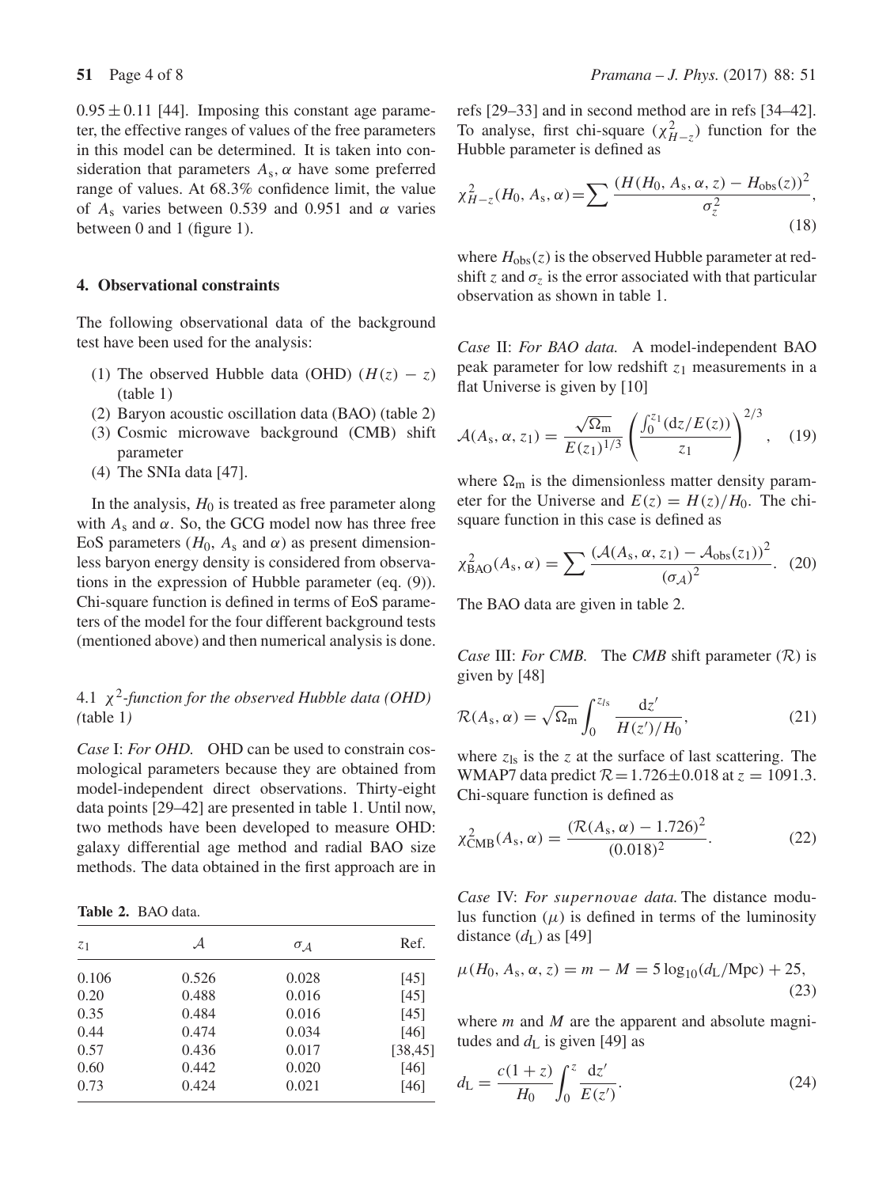$0.95 \pm 0.11$ [44]. Imposing this constant age parameter, the effective ranges of values of the free parameters in this model can be determined. It is taken into consideration that parameters $A_s, \alpha$ have some preferred range of values. At 68.3% confidence limit, the value of $A_s$ varies between 0.539 and 0.951 and $\alpha$ varies between 0 and 1 (figure 1).

## 4. Observational constraints

The following observational data of the background test have been used for the analysis:

1. The observed Hubble data (OHD) ($H(z) - z$) (table 1)
2. Baryon acoustic oscillation data (BAO) (table 2)
3. Cosmic microwave background (CMB) shift parameter
4. The SNIa data [47].

In the analysis, $H_0$ is treated as free parameter along with $A_s$ and $\alpha$. So, the GCG model now has three free EoS parameters ($H_0$, $A_s$ and $\alpha$) as present dimensionless baryon energy density is considered from observations in the expression of Hubble parameter (eq. (9)). Chi-square function is defined in terms of EoS parameters of the model for the four different background tests (mentioned above) and then numerical analysis is done.

### 4.1 $\chi^2$*-function for the observed Hubble data (OHD) (*table 1*)*

*Case* I: *For OHD.* OHD can be used to constrain cosmological parameters because they are obtained from model-independent direct observations. Thirty-eight data points [29–42] are presented in table 1. Until now, two methods have been developed to measure OHD: galaxy differential age method and radial BAO size methods. The data obtained in the first approach are in refs [29–33] and in second method are in refs [34–42]. To analyse, first chi-square ($\chi^2_{H-z}$) function for the Hubble parameter is defined as

$$\chi^2_{H-z}(H_0, A_s, \alpha) = \sum \frac{(H(H_0, A_s, \alpha, z) - H_{obs}(z))^2}{\sigma_z^2}, \tag{18}$$

where $H_{obs}(z)$ is the observed Hubble parameter at redshift $z$ and $\sigma_z$ is the error associated with that particular observation as shown in table 1.

*Case* II: *For BAO data.* A model-independent BAO peak parameter for low redshift $z_1$ measurements in a flat Universe is given by [10]

$$\mathcal{A}(A_s, \alpha, z_1) = \frac{\sqrt{\Omega_m}}{E(z_1)^{1/3}} \left( \frac{\int_0^{z_1} (dz/E(z))}{z_1} \right)^{2/3}, \tag{19}$$

where $\Omega_m$ is the dimensionless matter density parameter for the Universe and $E(z) = H(z)/H_0$. The chi-square function in this case is defined as

$$\chi^2_{BAO}(A_s, \alpha) = \sum \frac{(\mathcal{A}(A_s, \alpha, z_1) - \mathcal{A}_{obs}(z_1))^2}{(\sigma_{\mathcal{A}})^2}. \tag{20}$$

The BAO data are given in table 2.

**Table 2.** BAO data.

| $z_1$ | $\mathcal{A}$ | $\sigma_{\mathcal{A}}$ | Ref. |
|---|---|---|---|
| 0.106 | 0.526 | 0.028 | [45] |
| 0.20 | 0.488 | 0.016 | [45] |
| 0.35 | 0.484 | 0.016 | [45] |
| 0.44 | 0.474 | 0.034 | [46] |
| 0.57 | 0.436 | 0.017 | [38,45] |
| 0.60 | 0.442 | 0.020 | [46] |
| 0.73 | 0.424 | 0.021 | [46] |

*Case* III: *For CMB.* The *CMB* shift parameter ($\mathcal{R}$) is given by [48]

$$\mathcal{R}(A_s, \alpha) = \sqrt{\Omega_m} \int_0^{z_{ls}} \frac{dz'}{H(z')/H_0}, \tag{21}$$

where $z_{ls}$ is the $z$ at the surface of last scattering. The WMAP7 data predict $\mathcal{R} = 1.726 \pm 0.018$ at $z = 1091.3$. Chi-square function is defined as

$$\chi^2_{CMB}(A_s, \alpha) = \frac{(\mathcal{R}(A_s, \alpha) - 1.726)^2}{(0.018)^2}. \tag{22}$$

*Case* IV: *For supernovae data.* The distance modulus function ($\mu$) is defined in terms of the luminosity distance ($d_L$) as [49]

$$\mu(H_0, A_s, \alpha, z) = m - M = 5 \log_{10}(d_L/\text{Mpc}) + 25, \tag{23}$$

where $m$ and $M$ are the apparent and absolute magnitudes and $d_L$ is given [49] as

$$d_L = \frac{c(1+z)}{H_0} \int_0^z \frac{dz'}{E(z')}. \tag{24}$$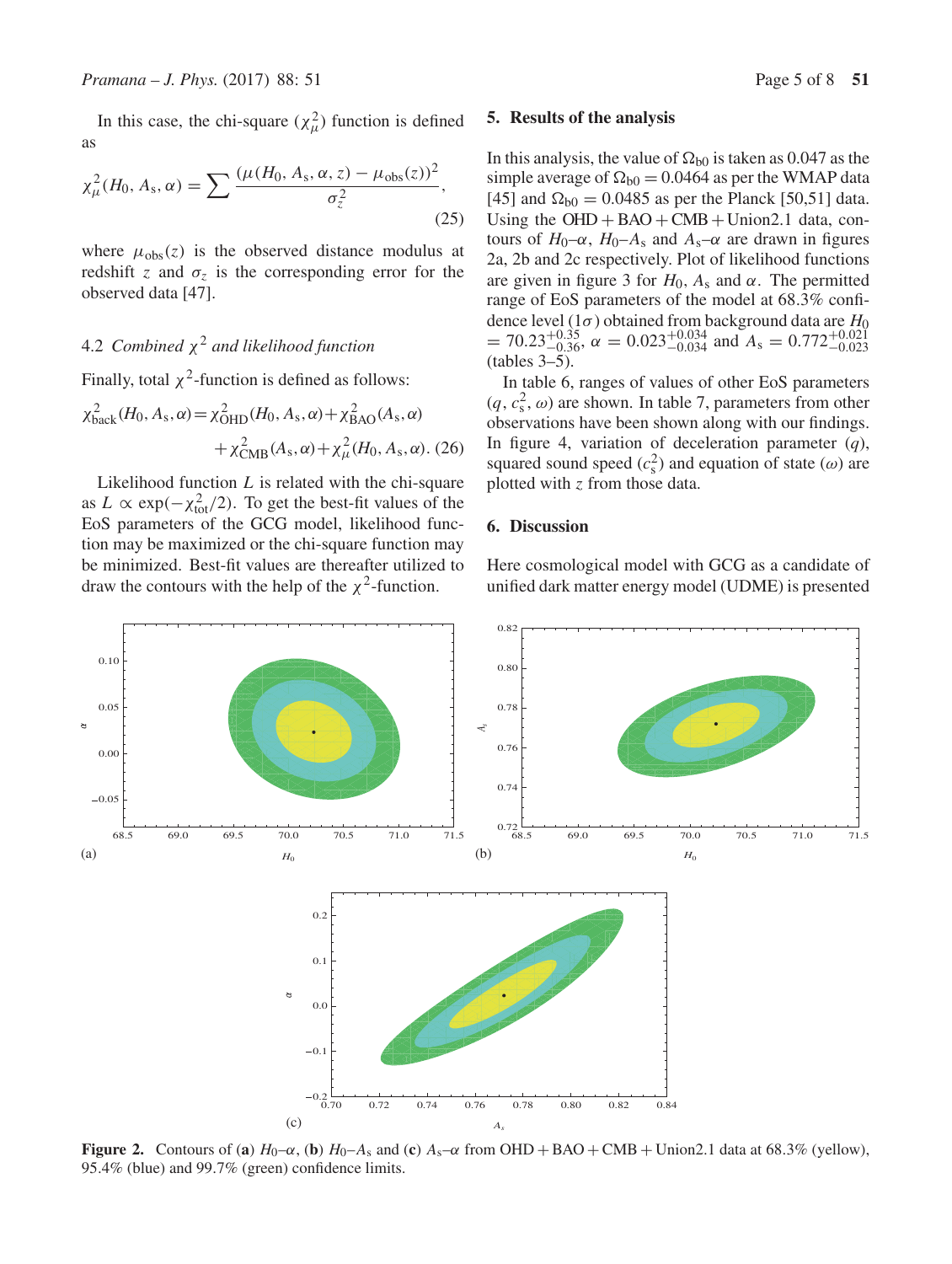In this case, the chi-square ($\chi^2_\mu$) function is defined as

$$\chi^2_\mu(H_0, A_s, \alpha) = \sum \frac{(\mu(H_0, A_s, \alpha, z) - \mu_{obs}(z))^2}{\sigma_z^2}, \tag{25}$$

where $\mu_{obs}(z)$ is the observed distance modulus at redshift $z$ and $\sigma_z$ is the corresponding error for the observed data [47].

### 4.2 *Combined $\chi^2$ and likelihood function*

Finally, total $\chi^2$-function is defined as follows:

$$\chi^2_{back}(H_0, A_s, \alpha) = \chi^2_{OHD}(H_0, A_s, \alpha) + \chi^2_{BAO}(A_s, \alpha) + \chi^2_{CMB}(A_s, \alpha) + \chi^2_\mu(H_0, A_s, \alpha). \tag{26}$$

Likelihood function $L$ is related with the chi-square as $L \propto \exp(-\chi^2_{tot}/2)$. To get the best-fit values of the EoS parameters of the GCG model, likelihood function may be maximized or the chi-square function may be minimized. Best-fit values are thereafter utilized to draw the contours with the help of the $\chi^2$-function.

## 5. Results of the analysis

In this analysis, the value of $\Omega_{b0}$ is taken as 0.047 as the simple average of $\Omega_{b0} = 0.0464$ as per the WMAP data [45] and $\Omega_{b0} = 0.0485$ as per the Planck [50,51] data. Using the OHD + BAO + CMB + Union2.1 data, contours of $H_0$–$\alpha$, $H_0$–$A_s$ and $A_s$–$\alpha$ are drawn in figures 2a, 2b and 2c respectively. Plot of likelihood functions are given in figure 3 for $H_0$, $A_s$ and $\alpha$. The permitted range of EoS parameters of the model at 68.3% confidence level ($1\sigma$) obtained from background data are $H_0 = 70.23^{+0.35}_{-0.36}$, $\alpha = 0.023^{+0.034}_{-0.034}$ and $A_s = 0.772^{+0.021}_{-0.023}$ (tables 3–5).

In table 6, ranges of values of other EoS parameters ($q$, $c_s^2$, $\omega$) are shown. In table 7, parameters from other observations have been shown along with our findings. In figure 4, variation of deceleration parameter ($q$), squared sound speed ($c_s^2$) and equation of state ($\omega$) are plotted with $z$ from those data.

## 6. Discussion

Here cosmological model with GCG as a candidate of unified dark matter energy model (UDME) is presented

**Figure 2.** Contours of (**a**) $H_0$–$\alpha$, (**b**) $H_0$–$A_s$ and (**c**) $A_s$–$\alpha$ from OHD + BAO + CMB + Union2.1 data at 68.3% (yellow), 95.4% (blue) and 99.7% (green) confidence limits.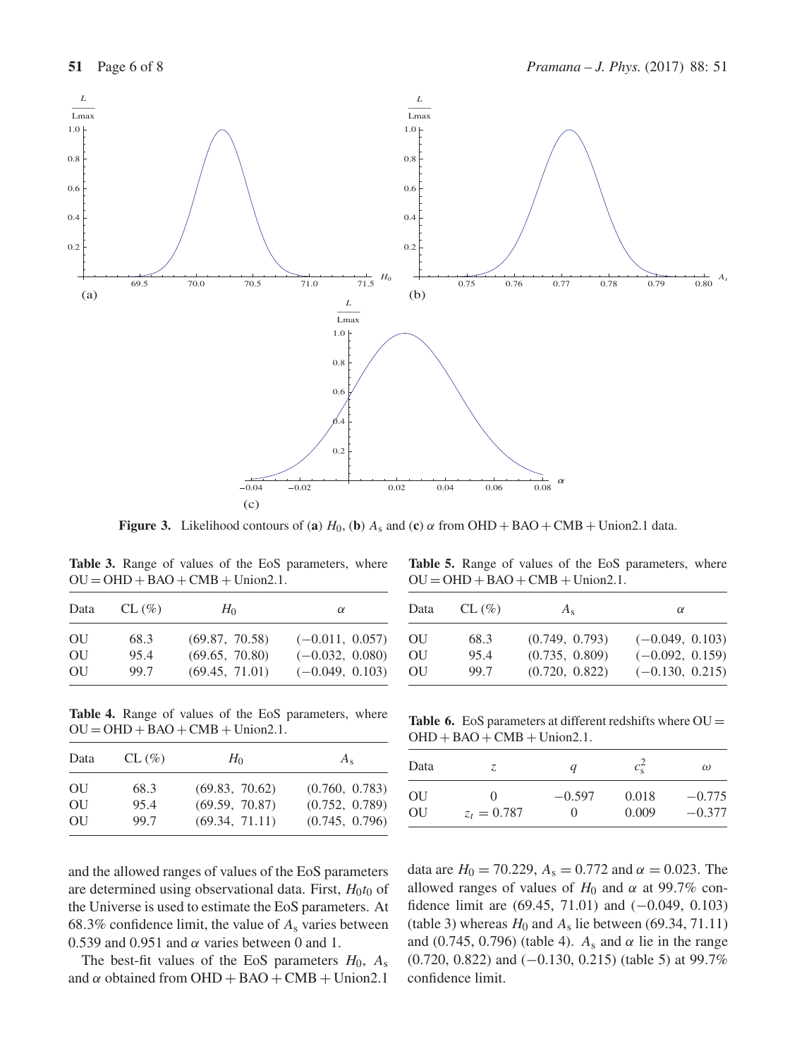**Figure 3.** Likelihood contours of (**a**) $H_0$, (**b**) $A_s$ and (**c**) $\alpha$ from OHD + BAO + CMB + Union2.1 data.

**Table 3.** Range of values of the EoS parameters, where OU = OHD + BAO + CMB + Union2.1.

| Data | CL (%) | $H_0$ | $\alpha$ |
|---|---|---|---|
| OU | 68.3 | (69.87, 70.58) | (−0.011, 0.057) |
| OU | 95.4 | (69.65, 70.80) | (−0.032, 0.080) |
| OU | 99.7 | (69.45, 71.01) | (−0.049, 0.103) |

**Table 4.** Range of values of the EoS parameters, where OU = OHD + BAO + CMB + Union2.1.

| Data | CL (%) | $H_0$ | $A_s$ |
|---|---|---|---|
| OU | 68.3 | (69.83, 70.62) | (0.760, 0.783) |
| OU | 95.4 | (69.59, 70.87) | (0.752, 0.789) |
| OU | 99.7 | (69.34, 71.11) | (0.745, 0.796) |

**Table 5.** Range of values of the EoS parameters, where OU = OHD + BAO + CMB + Union2.1.

| Data | CL (%) | $A_s$ | $\alpha$ |
|---|---|---|---|
| OU | 68.3 | (0.749, 0.793) | (−0.049, 0.103) |
| OU | 95.4 | (0.735, 0.809) | (−0.092, 0.159) |
| OU | 99.7 | (0.720, 0.822) | (−0.130, 0.215) |

**Table 6.** EoS parameters at different redshifts where OU = OHD + BAO + CMB + Union2.1.

| Data | $z$ | $q$ | $c_s^2$ | $\omega$ |
|---|---|---|---|---|
| OU | 0 | −0.597 | 0.018 | −0.775 |
| OU | $z_t = 0.787$ | 0 | 0.009 | −0.377 |

and the allowed ranges of values of the EoS parameters are determined using observational data. First, $H_0 t_0$ of the Universe is used to estimate the EoS parameters. At 68.3% confidence limit, the value of $A_s$ varies between 0.539 and 0.951 and $\alpha$ varies between 0 and 1.

The best-fit values of the EoS parameters $H_0$, $A_s$ and $\alpha$ obtained from OHD + BAO + CMB + Union2.1 data are $H_0 = 70.229$, $A_s = 0.772$ and $\alpha = 0.023$. The allowed ranges of values of $H_0$ and $\alpha$ at 99.7% confidence limit are (69.45, 71.01) and (−0.049, 0.103) (table 3) whereas $H_0$ and $A_s$ lie between (69.34, 71.11) and (0.745, 0.796) (table 4). $A_s$ and $\alpha$ lie in the range (0.720, 0.822) and (−0.130, 0.215) (table 5) at 99.7% confidence limit.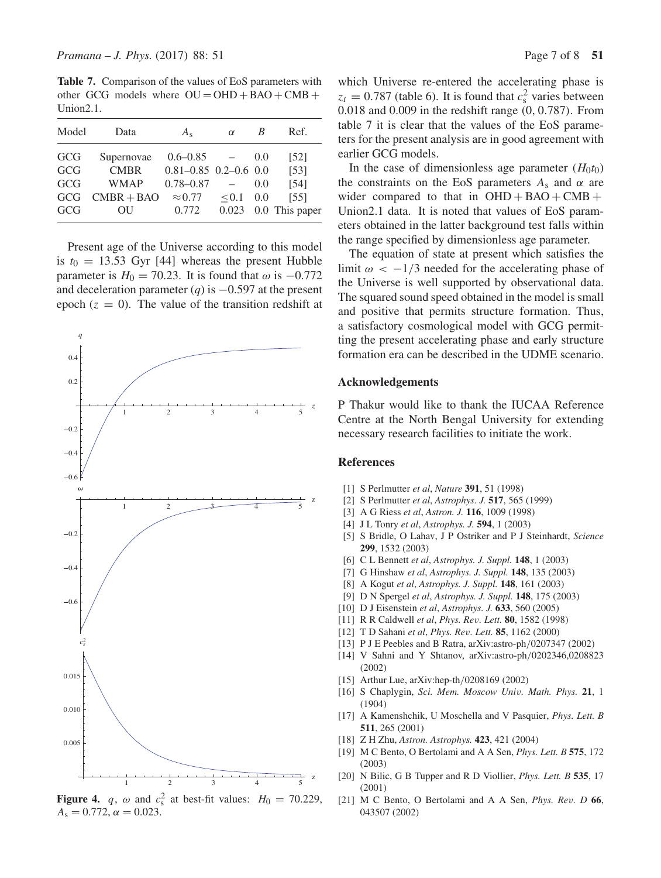**Table 7.** Comparison of the values of EoS parameters with other GCG models where OU = OHD + BAO + CMB + Union2.1.

| Model | Data | $A_s$ | $\alpha$ | $B$ | Ref. |
|---|---|---|---|---|---|
| GCG | Supernovae | 0.6–0.85 | – | 0.0 | [52] |
| GCG | CMBR | 0.81–0.85 | 0.2–0.6 | 0.0 | [53] |
| GCG | WMAP | 0.78–0.87 | – | 0.0 | [54] |
| GCG | CMBR + BAO | $\approx 0.77$ | $\leq 0.1$ | 0.0 | [55] |
| GCG | OU | 0.772 | 0.023 | 0.0 | This paper |

Present age of the Universe according to this model is $t_0 = 13.53$ Gyr [44] whereas the present Hubble parameter is $H_0 = 70.23$. It is found that $\omega$ is $-0.772$ and deceleration parameter ($q$) is $-0.597$ at the present epoch ($z = 0$). The value of the transition redshift at which Universe re-entered the accelerating phase is $z_t = 0.787$ (table 6). It is found that $c_s^2$ varies between 0.018 and 0.009 in the redshift range (0, 0.787). From table 7 it is clear that the values of the EoS parameters for the present analysis are in good agreement with earlier GCG models.

**Figure 4.** $q$, $\omega$ and $c_s^2$ at best-fit values: $H_0 = 70.229$, $A_s = 0.772$, $\alpha = 0.023$.

In the case of dimensionless age parameter ($H_0 t_0$) the constraints on the EoS parameters $A_s$ and $\alpha$ are wider compared to that in OHD + BAO + CMB + Union2.1 data. It is noted that values of EoS parameters obtained in the latter background test falls within the range specified by dimensionless age parameter.

The equation of state at present which satisfies the limit $\omega < -1/3$ needed for the accelerating phase of the Universe is well supported by observational data. The squared sound speed obtained in the model is small and positive that permits structure formation. Thus, a satisfactory cosmological model with GCG permitting the present accelerating phase and early structure formation era can be described in the UDME scenario.

## Acknowledgements

P Thakur would like to thank the IUCAA Reference Centre at the North Bengal University for extending necessary research facilities to initiate the work.

## References

[1] S Perlmutter *et al*, *Nature* **391**, 51 (1998)
[2] S Perlmutter *et al*, *Astrophys. J.* **517**, 565 (1999)
[3] A G Riess *et al*, *Astron. J.* **116**, 1009 (1998)
[4] J L Tonry *et al*, *Astrophys. J.* **594**, 1 (2003)
[5] S Bridle, O Lahav, J P Ostriker and P J Steinhardt, *Science* **299**, 1532 (2003)
[6] C L Bennett *et al*, *Astrophys. J. Suppl.* **148**, 1 (2003)
[7] G Hinshaw *et al*, *Astrophys. J. Suppl.* **148**, 135 (2003)
[8] A Kogut *et al*, *Astrophys. J. Suppl.* **148**, 161 (2003)
[9] D N Spergel *et al*, *Astrophys. J. Suppl.* **148**, 175 (2003)
[10] D J Eisenstein *et al*, *Astrophys. J.* **633**, 560 (2005)
[11] R R Caldwell *et al*, *Phys. Rev. Lett.* **80**, 1582 (1998)
[12] T D Sahani *et al*, *Phys. Rev. Lett.* **85**, 1162 (2000)
[13] P J E Peebles and B Ratra, arXiv:astro-ph/0207347 (2002)
[14] V Sahni and Y Shtanov, arXiv:astro-ph/0202346,0208823 (2002)
[15] Arthur Lue, arXiv:hep-th/0208169 (2002)
[16] S Chaplygin, *Sci. Mem. Moscow Univ. Math. Phys.* **21**, 1 (1904)
[17] A Kamenshchik, U Moschella and V Pasquier, *Phys. Lett. B* **511**, 265 (2001)
[18] Z H Zhu, *Astron. Astrophys.* **423**, 421 (2004)
[19] M C Bento, O Bertolami and A A Sen, *Phys. Lett. B* **575**, 172 (2003)
[20] N Bilic, G B Tupper and R D Viollier, *Phys. Lett. B* **535**, 17 (2001)
[21] M C Bento, O Bertolami and A A Sen, *Phys. Rev. D* **66**, 043507 (2002)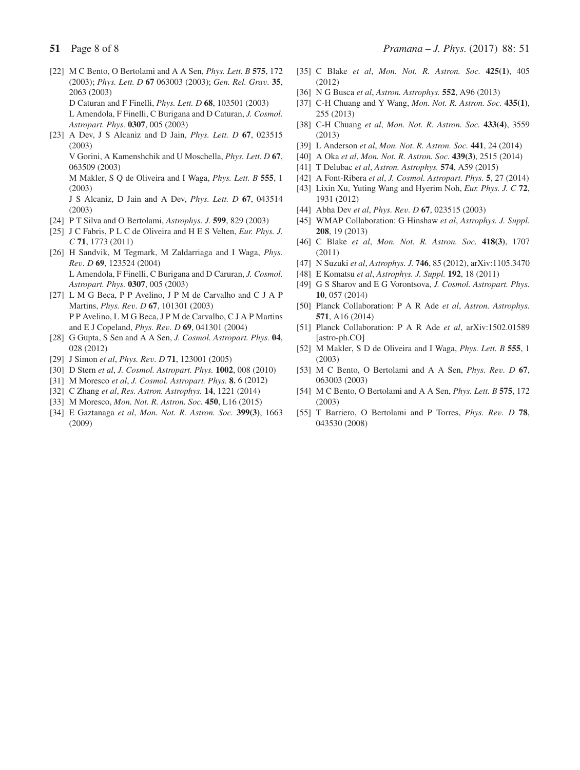[22] M C Bento, O Bertolami and A A Sen, *Phys. Lett. B* **575**, 172 (2003); *Phys. Lett. D* **67** 063003 (2003); *Gen. Rel. Grav.* **35**, 2063 (2003)
D Caturan and F Finelli, *Phys. Lett. D* **68**, 103501 (2003)
L Amendola, F Finelli, C Burigana and D Caturan, *J. Cosmol. Astropart. Phys.* **0307**, 005 (2003)

[23] A Dev, J S Alcaniz and D Jain, *Phys. Lett. D* **67**, 023515 (2003)
V Gorini, A Kamenshchik and U Moschella, *Phys. Lett. D* **67**, 063509 (2003)
M Makler, S Q de Oliveira and I Waga, *Phys. Lett. B* **555**, 1 (2003)
J S Alcaniz, D Jain and A Dev, *Phys. Lett. D* **67**, 043514 (2003)

[24] P T Silva and O Bertolami, *Astrophys. J.* **599**, 829 (2003)

[25] J C Fabris, P L C de Oliveira and H E S Velten, *Eur. Phys. J. C* **71**, 1773 (2011)

[26] H Sandvik, M Tegmark, M Zaldarriaga and I Waga, *Phys. Rev. D* **69**, 123524 (2004)
L Amendola, F Finelli, C Burigana and D Caruran, *J. Cosmol. Astropart. Phys.* **0307**, 005 (2003)

[27] L M G Beca, P P Avelino, J P M de Carvalho and C J A P Martins, *Phys. Rev. D* **67**, 101301 (2003)
P P Avelino, L M G Beca, J P M de Carvalho, C J A P Martins and E J Copeland, *Phys. Rev. D* **69**, 041301 (2004)

[28] G Gupta, S Sen and A A Sen, *J. Cosmol. Astropart. Phys.* **04**, 028 (2012)

[29] J Simon *et al*, *Phys. Rev. D* **71**, 123001 (2005)

[30] D Stern *et al*, *J. Cosmol. Astropart. Phys.* **1002**, 008 (2010)

[31] M Moresco *et al*, *J. Cosmol. Astropart. Phys.* **8**, 6 (2012)

[32] C Zhang *et al*, *Res. Astron. Astrophys.* **14**, 1221 (2014)

[33] M Moresco, *Mon. Not. R. Astron. Soc.* **450**, L16 (2015)

[34] E Gaztanaga *et al*, *Mon. Not. R. Astron. Soc.* **399(3)**, 1663 (2009)

[35] C Blake *et al*, *Mon. Not. R. Astron. Soc.* **425(1)**, 405 (2012)

[36] N G Busca *et al*, *Astron. Astrophys.* **552**, A96 (2013)

[37] C-H Chuang and Y Wang, *Mon. Not. R. Astron. Soc.* **435(1)**, 255 (2013)

[38] C-H Chuang *et al*, *Mon. Not. R. Astron. Soc.* **433(4)**, 3559 (2013)

[39] L Anderson *et al*, *Mon. Not. R. Astron. Soc.* **441**, 24 (2014)

[40] A Oka *et al*, *Mon. Not. R. Astron. Soc.* **439(3)**, 2515 (2014)

[41] T Delubac *et al*, *Astron. Astrophys.* **574**, A59 (2015)

[42] A Font-Ribera *et al*, *J. Cosmol. Astropart. Phys.* **5**, 27 (2014)

[43] Lixin Xu, Yuting Wang and Hyerim Noh, *Eur. Phys. J. C* **72**, 1931 (2012)

[44] Abha Dev *et al*, *Phys. Rev. D* **67**, 023515 (2003)

[45] WMAP Collaboration: G Hinshaw *et al*, *Astrophys. J. Suppl.* **208**, 19 (2013)

[46] C Blake *et al*, *Mon. Not. R. Astron. Soc.* **418(3)**, 1707 (2011)

[47] N Suzuki *et al*, *Astrophys. J.* **746**, 85 (2012), arXiv:1105.3470

[48] E Komatsu *et al*, *Astrophys. J. Suppl.* **192**, 18 (2011)

[49] G S Sharov and E G Vorontsova, *J. Cosmol. Astropart. Phys.* **10**, 057 (2014)

[50] Planck Collaboration: P A R Ade *et al*, *Astron. Astrophys.* **571**, A16 (2014)

[51] Planck Collaboration: P A R Ade *et al*, arXiv:1502.01589 [astro-ph.CO]

[52] M Makler, S D de Oliveira and I Waga, *Phys. Lett. B* **555**, 1 (2003)

[53] M C Bento, O Bertolami and A A Sen, *Phys. Rev. D* **67**, 063003 (2003)

[54] M C Bento, O Bertolami and A A Sen, *Phys. Lett. B* **575**, 172 (2003)

[55] T Barriero, O Bertolami and P Torres, *Phys. Rev. D* **78**, 043530 (2008)